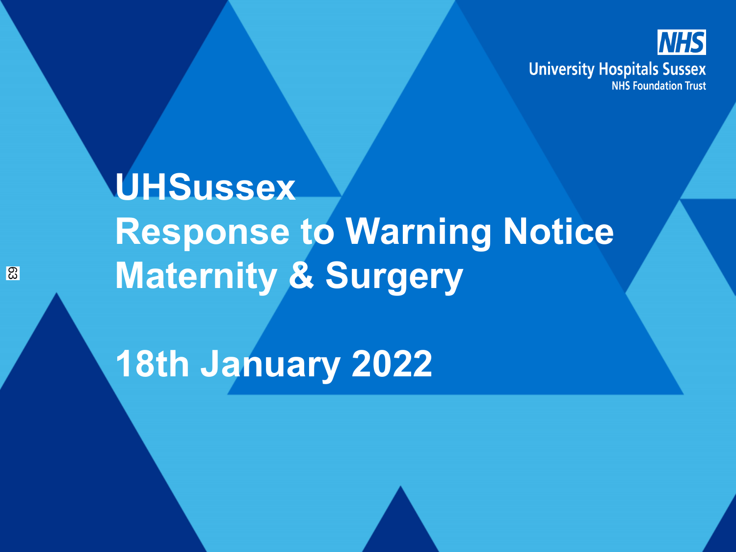University Hospitals Sussex
NHS Foundation Trust

# UHSussex
# Response to Warning Notice
# Maternity & Surgery

## 18th January 2022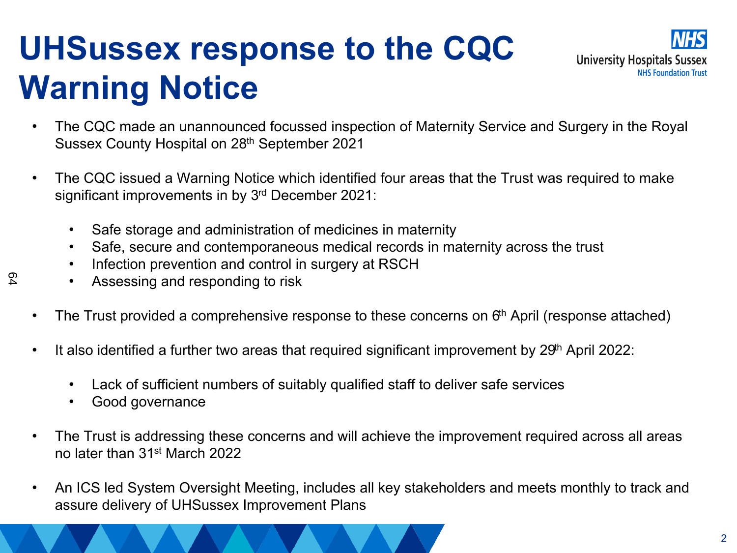# UHSussex response to the CQC Warning Notice

- The CQC made an unannounced focussed inspection of Maternity Service and Surgery in the Royal Sussex County Hospital on 28th September 2021
- The CQC issued a Warning Notice which identified four areas that the Trust was required to make significant improvements in by 3rd December 2021:
  - Safe storage and administration of medicines in maternity
  - Safe, secure and contemporaneous medical records in maternity across the trust
  - Infection prevention and control in surgery at RSCH
  - Assessing and responding to risk
- The Trust provided a comprehensive response to these concerns on 6th April (response attached)
- It also identified a further two areas that required significant improvement by 29th April 2022:
  - Lack of sufficient numbers of suitably qualified staff to deliver safe services
  - Good governance
- The Trust is addressing these concerns and will achieve the improvement required across all areas no later than 31st March 2022
- An ICS led System Oversight Meeting, includes all key stakeholders and meets monthly to track and assure delivery of UHSussex Improvement Plans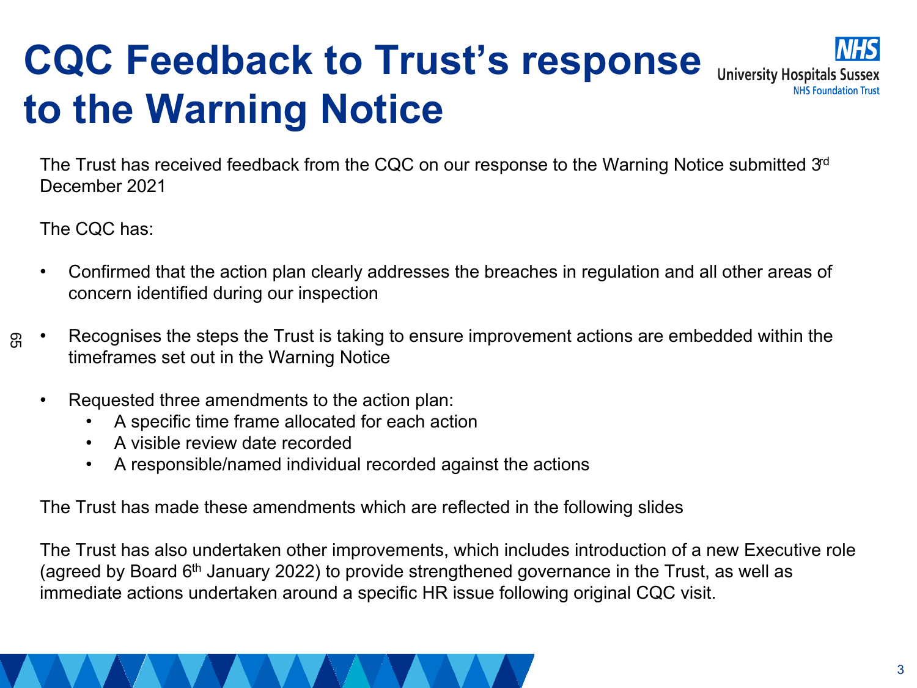# CQC Feedback to Trust's response to the Warning Notice

The Trust has received feedback from the CQC on our response to the Warning Notice submitted 3rd December 2021

The CQC has:

- Confirmed that the action plan clearly addresses the breaches in regulation and all other areas of concern identified during our inspection
- Recognises the steps the Trust is taking to ensure improvement actions are embedded within the timeframes set out in the Warning Notice
- Requested three amendments to the action plan:
  - A specific time frame allocated for each action
  - A visible review date recorded
  - A responsible/named individual recorded against the actions

The Trust has made these amendments which are reflected in the following slides

The Trust has also undertaken other improvements, which includes introduction of a new Executive role (agreed by Board 6th January 2022) to provide strengthened governance in the Trust, as well as immediate actions undertaken around a specific HR issue following original CQC visit.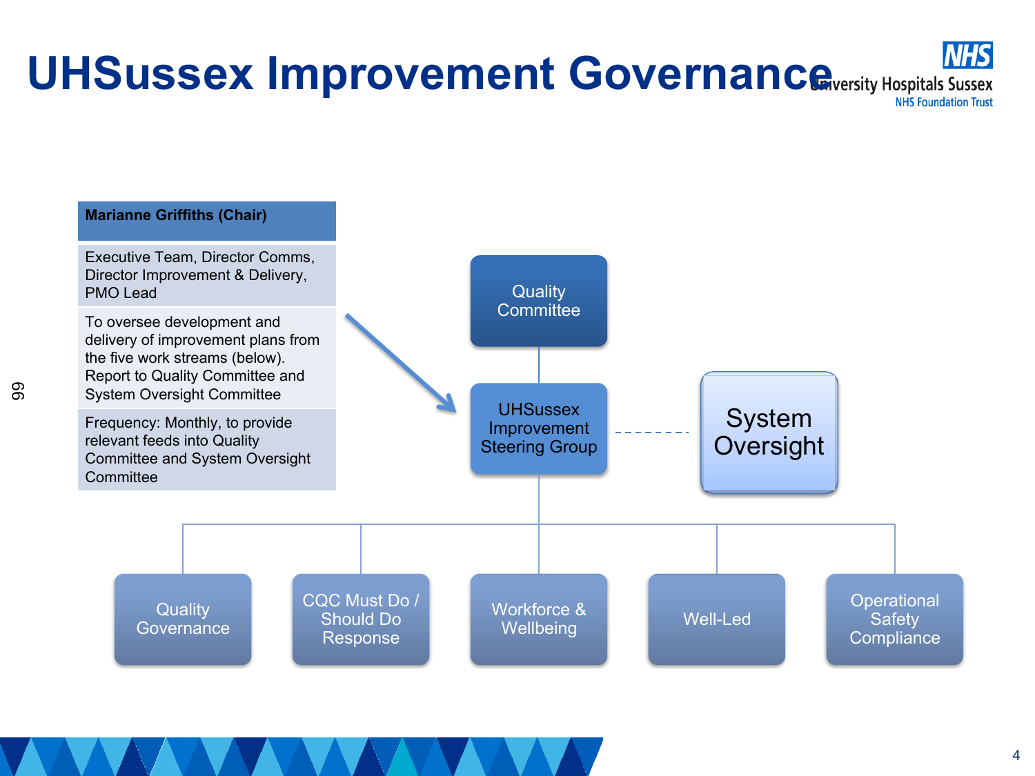# UHSussex Improvement Governance

| Marianne Griffiths (Chair) |
|---|
| Executive Team, Director Comms, Director Improvement & Delivery, PMO Lead |
| To oversee development and delivery of improvement plans from the five work streams (below). Report to Quality Committee and System Oversight Committee |
| Frequency: Monthly, to provide relevant feeds into Quality Committee and System Oversight Committee |

Quality Committee

UHSussex Improvement Steering Group

System Oversight

- Quality Governance
- CQC Must Do / Should Do Response
- Workforce & Wellbeing
- Well-Led
- Operational Safety Compliance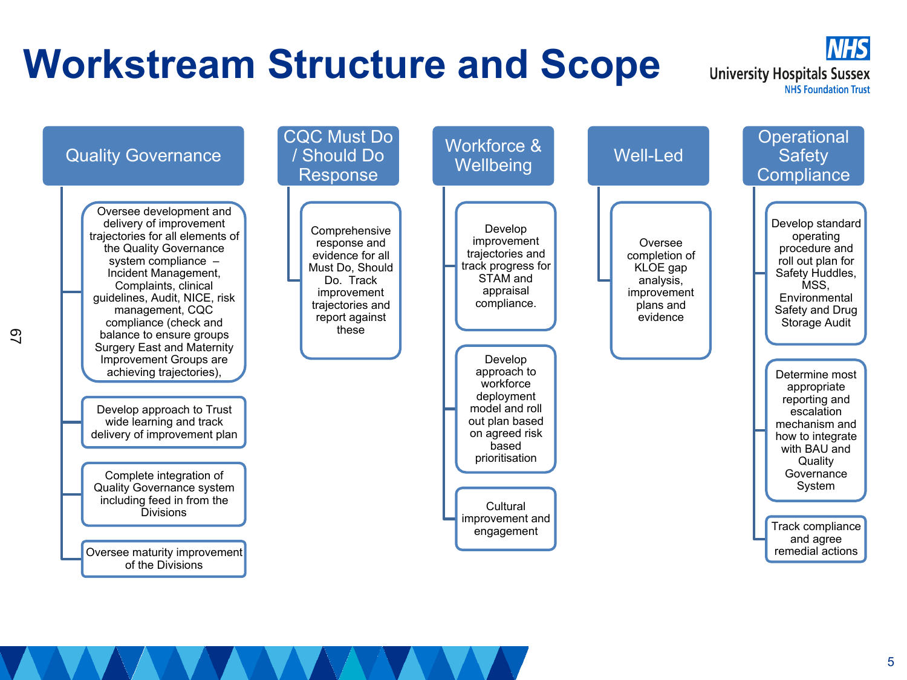# Workstream Structure and Scope

University Hospitals Sussex NHS Foundation Trust

## Quality Governance

- Oversee development and delivery of improvement trajectories for all elements of the Quality Governance system compliance – Incident Management, Complaints, clinical guidelines, Audit, NICE, risk management, CQC compliance (check and balance to ensure groups Surgery East and Maternity Improvement Groups are achieving trajectories),
- Develop approach to Trust wide learning and track delivery of improvement plan
- Complete integration of Quality Governance system including feed in from the Divisions
- Oversee maturity improvement of the Divisions

## CQC Must Do / Should Do Response

- Comprehensive response and evidence for all Must Do, Should Do. Track improvement trajectories and report against these

## Workforce & Wellbeing

- Develop improvement trajectories and track progress for STAM and appraisal compliance.
- Develop approach to workforce deployment model and roll out plan based on agreed risk based prioritisation
- Cultural improvement and engagement

## Well-Led

- Oversee completion of KLOE gap analysis, improvement plans and evidence

## Operational Safety Compliance

- Develop standard operating procedure and roll out plan for Safety Huddles, MSS, Environmental Safety and Drug Storage Audit
- Determine most appropriate reporting and escalation mechanism and how to integrate with BAU and Quality Governance System
- Track compliance and agree remedial actions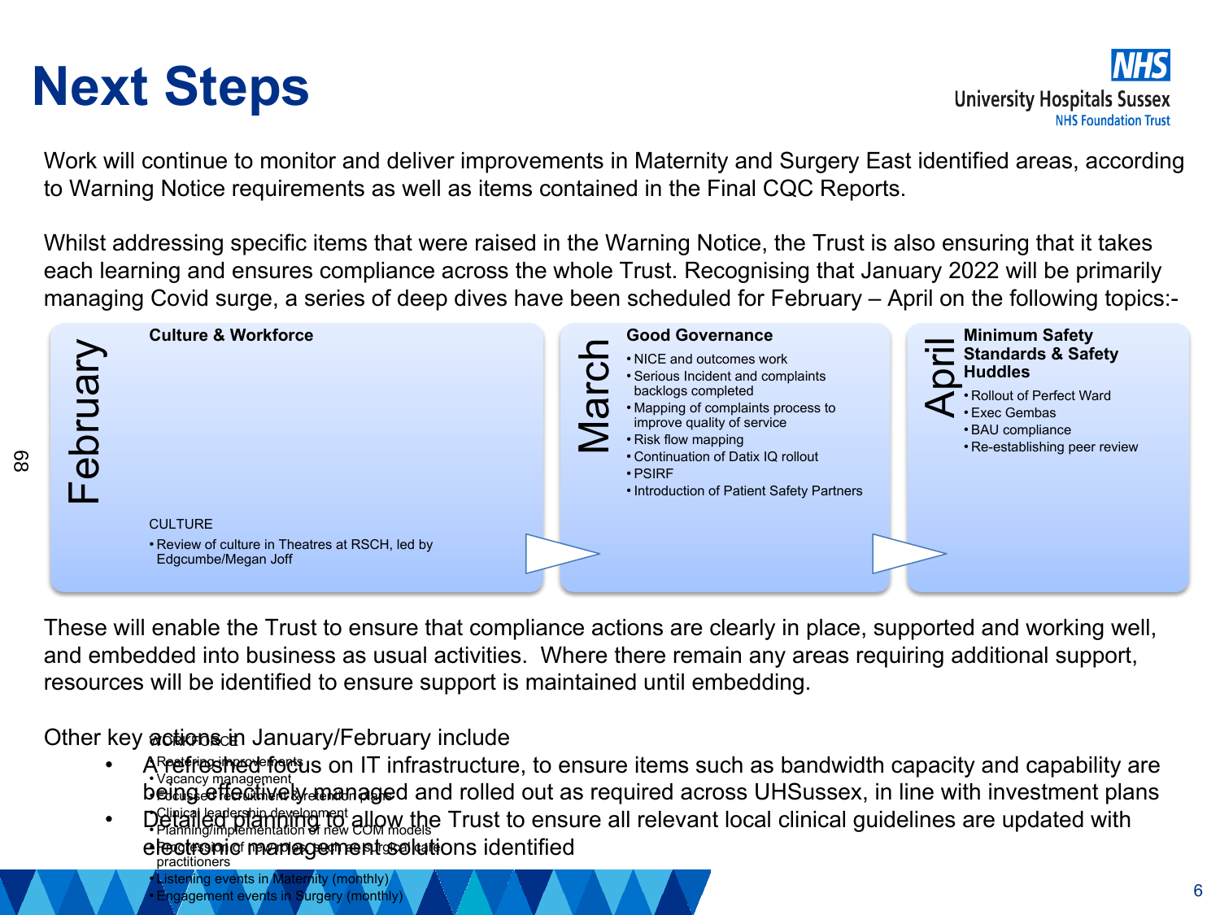# Next Steps

Work will continue to monitor and deliver improvements in Maternity and Surgery East identified areas, according to Warning Notice requirements as well as items contained in the Final CQC Reports.

Whilst addressing specific items that were raised in the Warning Notice, the Trust is also ensuring that it takes each learning and ensures compliance across the whole Trust. Recognising that January 2022 will be primarily managing Covid surge, a series of deep dives have been scheduled for February – April on the following topics:-

**February**

**Culture & Workforce**

CULTURE

- Review of culture in Theatres at RSCH, led by Edgcumbe/Megan Joff

WORKFORCE

- Rostering improvements
- Vacancy management
- Focussed recruitment & retention plans
- Clinical leadership development
- Planning/implementation of new COM models
- Progression of new roles such as surgical care practitioners
- Listening events in Maternity (monthly)
- Engagement events in Surgery (monthly)

**March**

**Good Governance**

- NICE and outcomes work
- Serious Incident and complaints backlogs completed
- Mapping of complaints process to improve quality of service
- Risk flow mapping
- Continuation of Datix IQ rollout
- PSIRF
- Introduction of Patient Safety Partners

**April**

**Minimum Safety Standards & Safety Huddles**

- Rollout of Perfect Ward
- Exec Gembas
- BAU compliance
- Re-establishing peer review

These will enable the Trust to ensure that compliance actions are clearly in place, supported and working well, and embedded into business as usual activities. Where there remain any areas requiring additional support, resources will be identified to ensure support is maintained until embedding.

Other key actions in January/February include

- A refreshed focus on IT infrastructure, to ensure items such as bandwidth capacity and capability are being effectively managed and rolled out as required across UHSussex, in line with investment plans
- Detailed planning to allow the Trust to ensure all relevant local clinical guidelines are updated with electronic management solutions identified